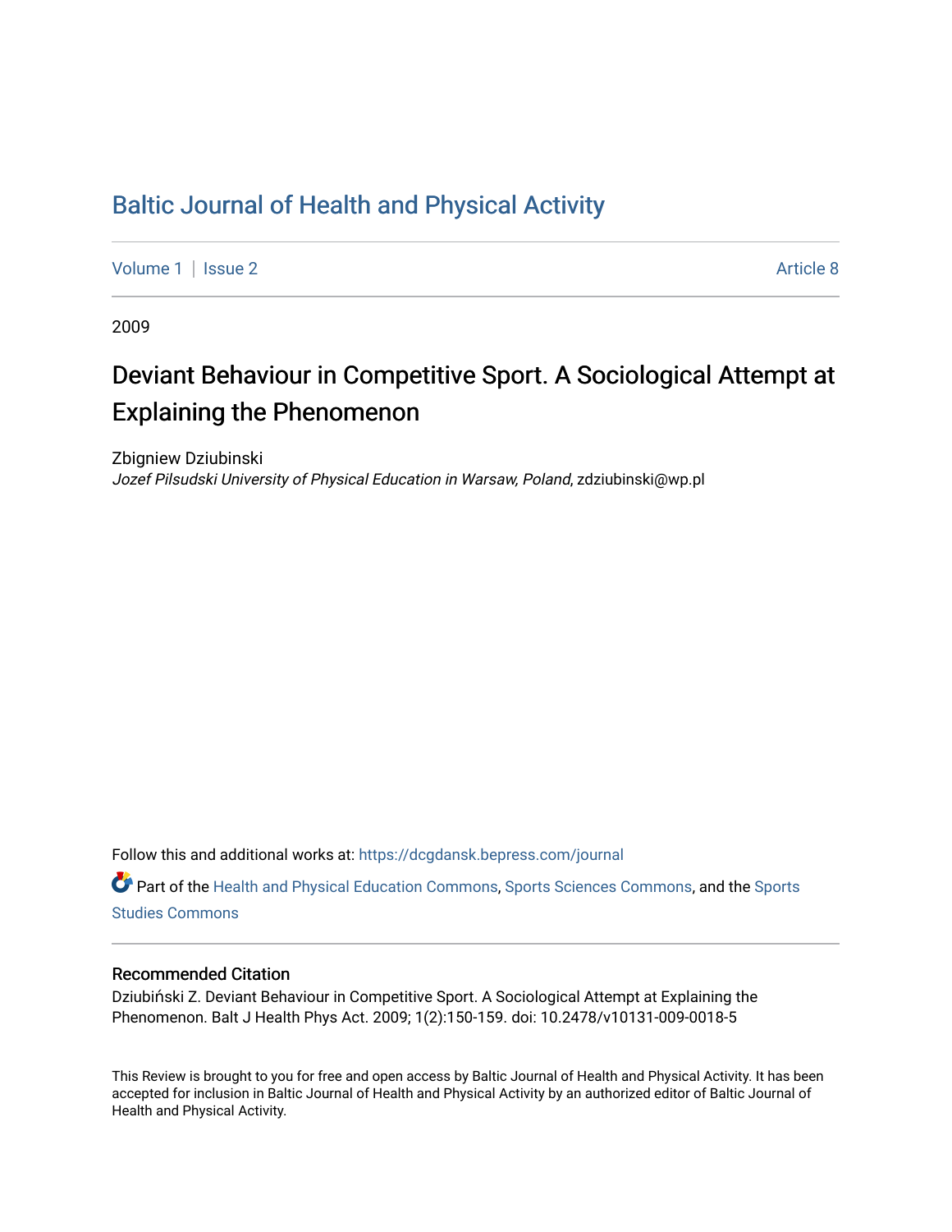# Baltic Journal of Health and Physical Activity

Volume 1 | Issue 2 Article 8

2009

## Deviant Behaviour in Competitive Sport. A Sociological Attempt at Explaining the Phenomenon

Zbigniew Dziubinski
*Jozef Pilsudski University of Physical Education in Warsaw, Poland*, zdziubinski@wp.pl

Follow this and additional works at: https://dcgdansk.bepress.com/journal

Part of the Health and Physical Education Commons, Sports Sciences Commons, and the Sports Studies Commons

### Recommended Citation

Dziubiński Z. Deviant Behaviour in Competitive Sport. A Sociological Attempt at Explaining the Phenomenon. Balt J Health Phys Act. 2009; 1(2):150-159. doi: 10.2478/v10131-009-0018-5

This Review is brought to you for free and open access by Baltic Journal of Health and Physical Activity. It has been accepted for inclusion in Baltic Journal of Health and Physical Activity by an authorized editor of Baltic Journal of Health and Physical Activity.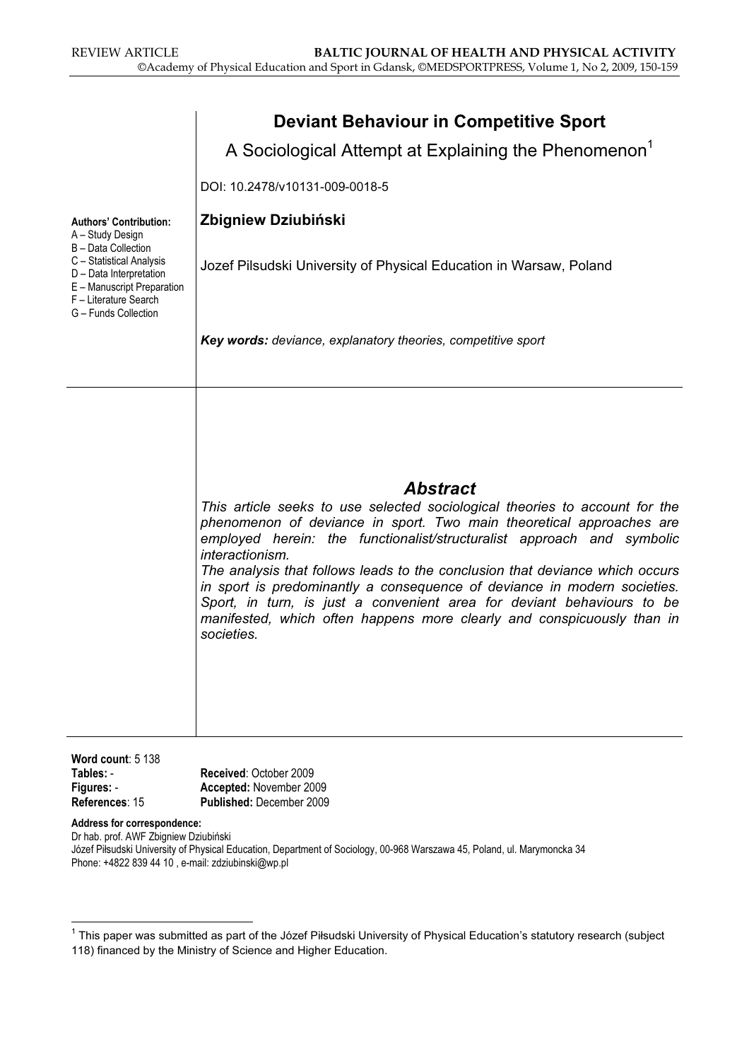# Deviant Behaviour in Competitive Sport

## A Sociological Attempt at Explaining the Phenomenon[1]

DOI: 10.2478/v10131-009-0018-5

**Authors' Contribution:**
A – Study Design
B – Data Collection
C – Statistical Analysis
D – Data Interpretation
E – Manuscript Preparation
F – Literature Search
G – Funds Collection

**Zbigniew Dziubiński**

Jozef Pilsudski University of Physical Education in Warsaw, Poland

***Key words:*** *deviance, explanatory theories, competitive sport*

## *Abstract*

*This article seeks to use selected sociological theories to account for the phenomenon of deviance in sport. Two main theoretical approaches are employed herein: the functionalist/structuralist approach and symbolic interactionism.*

*The analysis that follows leads to the conclusion that deviance which occurs in sport is predominantly a consequence of deviance in modern societies. Sport, in turn, is just a convenient area for deviant behaviours to be manifested, which often happens more clearly and conspicuously than in societies.*

**Word count**: 5 138
**Tables:** -
**Figures:** -
**References**: 15

**Received**: October 2009
**Accepted:** November 2009
**Published:** December 2009

**Address for correspondence:**
Dr hab. prof. AWF Zbigniew Dziubiński
Józef Piłsudski University of Physical Education, Department of Sociology, 00-968 Warszawa 45, Poland, ul. Marymoncka 34
Phone: +4822 839 44 10 , e-mail: zdziubinski@wp.pl

[1] This paper was submitted as part of the Józef Piłsudski University of Physical Education's statutory research (subject 118) financed by the Ministry of Science and Higher Education.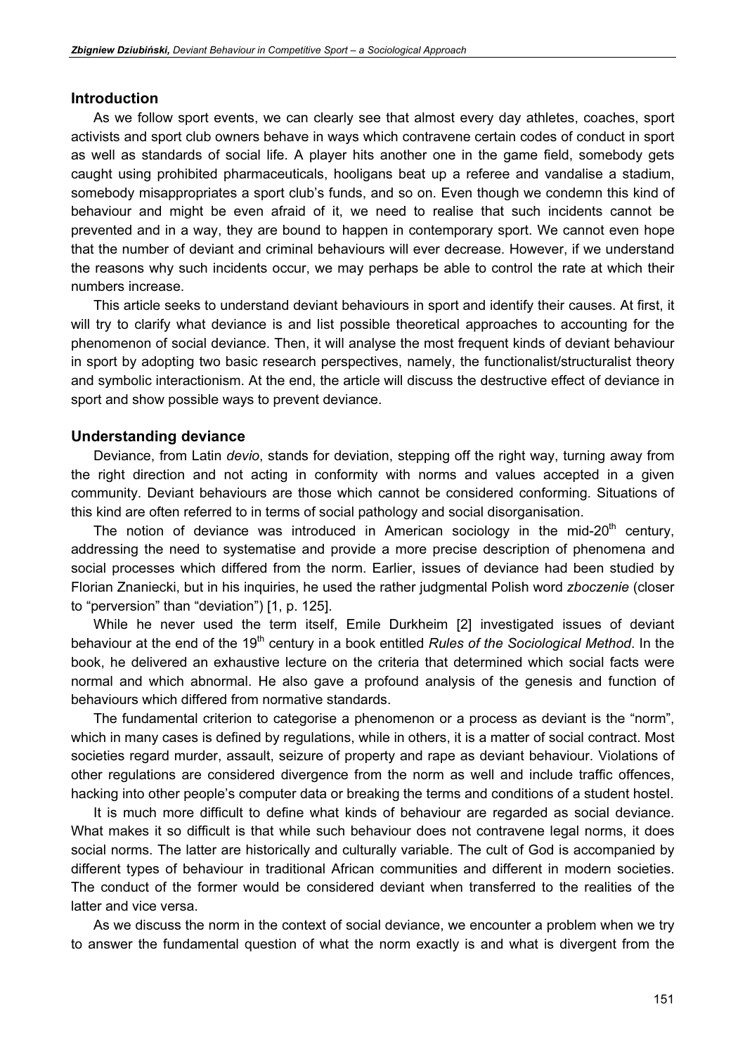## Introduction

As we follow sport events, we can clearly see that almost every day athletes, coaches, sport activists and sport club owners behave in ways which contravene certain codes of conduct in sport as well as standards of social life. A player hits another one in the game field, somebody gets caught using prohibited pharmaceuticals, hooligans beat up a referee and vandalise a stadium, somebody misappropriates a sport club's funds, and so on. Even though we condemn this kind of behaviour and might be even afraid of it, we need to realise that such incidents cannot be prevented and in a way, they are bound to happen in contemporary sport. We cannot even hope that the number of deviant and criminal behaviours will ever decrease. However, if we understand the reasons why such incidents occur, we may perhaps be able to control the rate at which their numbers increase.

This article seeks to understand deviant behaviours in sport and identify their causes. At first, it will try to clarify what deviance is and list possible theoretical approaches to accounting for the phenomenon of social deviance. Then, it will analyse the most frequent kinds of deviant behaviour in sport by adopting two basic research perspectives, namely, the functionalist/structuralist theory and symbolic interactionism. At the end, the article will discuss the destructive effect of deviance in sport and show possible ways to prevent deviance.

## Understanding deviance

Deviance, from Latin *devio*, stands for deviation, stepping off the right way, turning away from the right direction and not acting in conformity with norms and values accepted in a given community. Deviant behaviours are those which cannot be considered conforming. Situations of this kind are often referred to in terms of social pathology and social disorganisation.

The notion of deviance was introduced in American sociology in the mid-20th century, addressing the need to systematise and provide a more precise description of phenomena and social processes which differed from the norm. Earlier, issues of deviance had been studied by Florian Znaniecki, but in his inquiries, he used the rather judgmental Polish word *zboczenie* (closer to "perversion" than "deviation") [1, p. 125].

While he never used the term itself, Emile Durkheim [2] investigated issues of deviant behaviour at the end of the 19th century in a book entitled *Rules of the Sociological Method*. In the book, he delivered an exhaustive lecture on the criteria that determined which social facts were normal and which abnormal. He also gave a profound analysis of the genesis and function of behaviours which differed from normative standards.

The fundamental criterion to categorise a phenomenon or a process as deviant is the "norm", which in many cases is defined by regulations, while in others, it is a matter of social contract. Most societies regard murder, assault, seizure of property and rape as deviant behaviour. Violations of other regulations are considered divergence from the norm as well and include traffic offences, hacking into other people's computer data or breaking the terms and conditions of a student hostel.

It is much more difficult to define what kinds of behaviour are regarded as social deviance. What makes it so difficult is that while such behaviour does not contravene legal norms, it does social norms. The latter are historically and culturally variable. The cult of God is accompanied by different types of behaviour in traditional African communities and different in modern societies. The conduct of the former would be considered deviant when transferred to the realities of the latter and vice versa.

As we discuss the norm in the context of social deviance, we encounter a problem when we try to answer the fundamental question of what the norm exactly is and what is divergent from the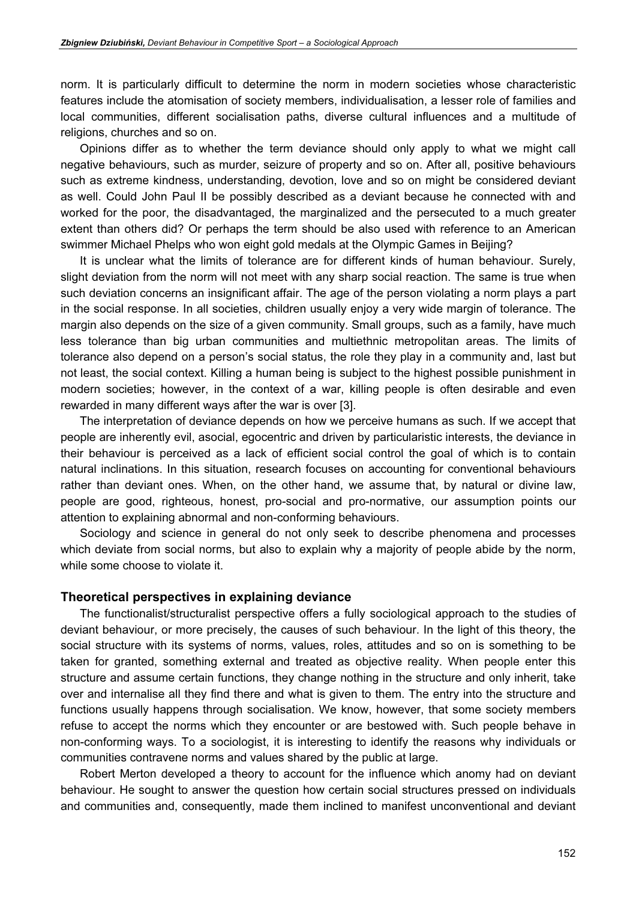norm. It is particularly difficult to determine the norm in modern societies whose characteristic features include the atomisation of society members, individualisation, a lesser role of families and local communities, different socialisation paths, diverse cultural influences and a multitude of religions, churches and so on.

Opinions differ as to whether the term deviance should only apply to what we might call negative behaviours, such as murder, seizure of property and so on. After all, positive behaviours such as extreme kindness, understanding, devotion, love and so on might be considered deviant as well. Could John Paul II be possibly described as a deviant because he connected with and worked for the poor, the disadvantaged, the marginalized and the persecuted to a much greater extent than others did? Or perhaps the term should be also used with reference to an American swimmer Michael Phelps who won eight gold medals at the Olympic Games in Beijing?

It is unclear what the limits of tolerance are for different kinds of human behaviour. Surely, slight deviation from the norm will not meet with any sharp social reaction. The same is true when such deviation concerns an insignificant affair. The age of the person violating a norm plays a part in the social response. In all societies, children usually enjoy a very wide margin of tolerance. The margin also depends on the size of a given community. Small groups, such as a family, have much less tolerance than big urban communities and multiethnic metropolitan areas. The limits of tolerance also depend on a person's social status, the role they play in a community and, last but not least, the social context. Killing a human being is subject to the highest possible punishment in modern societies; however, in the context of a war, killing people is often desirable and even rewarded in many different ways after the war is over [3].

The interpretation of deviance depends on how we perceive humans as such. If we accept that people are inherently evil, asocial, egocentric and driven by particularistic interests, the deviance in their behaviour is perceived as a lack of efficient social control the goal of which is to contain natural inclinations. In this situation, research focuses on accounting for conventional behaviours rather than deviant ones. When, on the other hand, we assume that, by natural or divine law, people are good, righteous, honest, pro-social and pro-normative, our assumption points our attention to explaining abnormal and non-conforming behaviours.

Sociology and science in general do not only seek to describe phenomena and processes which deviate from social norms, but also to explain why a majority of people abide by the norm, while some choose to violate it.

### Theoretical perspectives in explaining deviance

The functionalist/structuralist perspective offers a fully sociological approach to the studies of deviant behaviour, or more precisely, the causes of such behaviour. In the light of this theory, the social structure with its systems of norms, values, roles, attitudes and so on is something to be taken for granted, something external and treated as objective reality. When people enter this structure and assume certain functions, they change nothing in the structure and only inherit, take over and internalise all they find there and what is given to them. The entry into the structure and functions usually happens through socialisation. We know, however, that some society members refuse to accept the norms which they encounter or are bestowed with. Such people behave in non-conforming ways. To a sociologist, it is interesting to identify the reasons why individuals or communities contravene norms and values shared by the public at large.

Robert Merton developed a theory to account for the influence which anomy had on deviant behaviour. He sought to answer the question how certain social structures pressed on individuals and communities and, consequently, made them inclined to manifest unconventional and deviant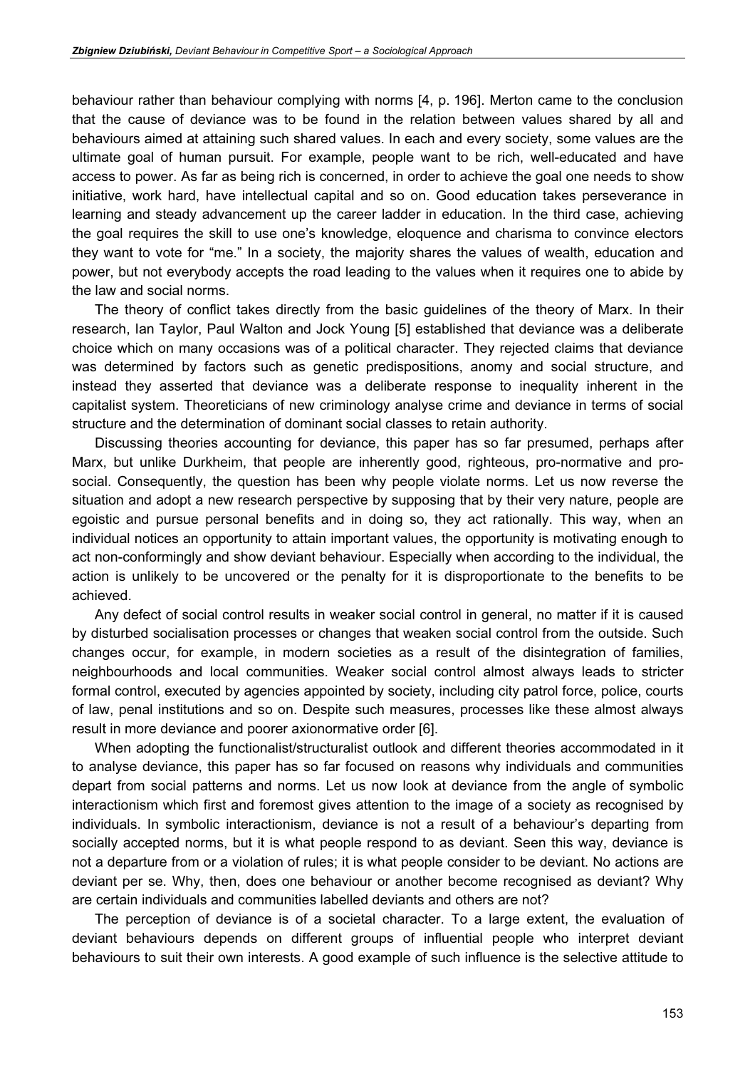behaviour rather than behaviour complying with norms [4, p. 196]. Merton came to the conclusion that the cause of deviance was to be found in the relation between values shared by all and behaviours aimed at attaining such shared values. In each and every society, some values are the ultimate goal of human pursuit. For example, people want to be rich, well-educated and have access to power. As far as being rich is concerned, in order to achieve the goal one needs to show initiative, work hard, have intellectual capital and so on. Good education takes perseverance in learning and steady advancement up the career ladder in education. In the third case, achieving the goal requires the skill to use one's knowledge, eloquence and charisma to convince electors they want to vote for "me." In a society, the majority shares the values of wealth, education and power, but not everybody accepts the road leading to the values when it requires one to abide by the law and social norms.

The theory of conflict takes directly from the basic guidelines of the theory of Marx. In their research, Ian Taylor, Paul Walton and Jock Young [5] established that deviance was a deliberate choice which on many occasions was of a political character. They rejected claims that deviance was determined by factors such as genetic predispositions, anomy and social structure, and instead they asserted that deviance was a deliberate response to inequality inherent in the capitalist system. Theoreticians of new criminology analyse crime and deviance in terms of social structure and the determination of dominant social classes to retain authority.

Discussing theories accounting for deviance, this paper has so far presumed, perhaps after Marx, but unlike Durkheim, that people are inherently good, righteous, pro-normative and pro-social. Consequently, the question has been why people violate norms. Let us now reverse the situation and adopt a new research perspective by supposing that by their very nature, people are egoistic and pursue personal benefits and in doing so, they act rationally. This way, when an individual notices an opportunity to attain important values, the opportunity is motivating enough to act non-conformingly and show deviant behaviour. Especially when according to the individual, the action is unlikely to be uncovered or the penalty for it is disproportionate to the benefits to be achieved.

Any defect of social control results in weaker social control in general, no matter if it is caused by disturbed socialisation processes or changes that weaken social control from the outside. Such changes occur, for example, in modern societies as a result of the disintegration of families, neighbourhoods and local communities. Weaker social control almost always leads to stricter formal control, executed by agencies appointed by society, including city patrol force, police, courts of law, penal institutions and so on. Despite such measures, processes like these almost always result in more deviance and poorer axionormative order [6].

When adopting the functionalist/structuralist outlook and different theories accommodated in it to analyse deviance, this paper has so far focused on reasons why individuals and communities depart from social patterns and norms. Let us now look at deviance from the angle of symbolic interactionism which first and foremost gives attention to the image of a society as recognised by individuals. In symbolic interactionism, deviance is not a result of a behaviour's departing from socially accepted norms, but it is what people respond to as deviant. Seen this way, deviance is not a departure from or a violation of rules; it is what people consider to be deviant. No actions are deviant per se. Why, then, does one behaviour or another become recognised as deviant? Why are certain individuals and communities labelled deviants and others are not?

The perception of deviance is of a societal character. To a large extent, the evaluation of deviant behaviours depends on different groups of influential people who interpret deviant behaviours to suit their own interests. A good example of such influence is the selective attitude to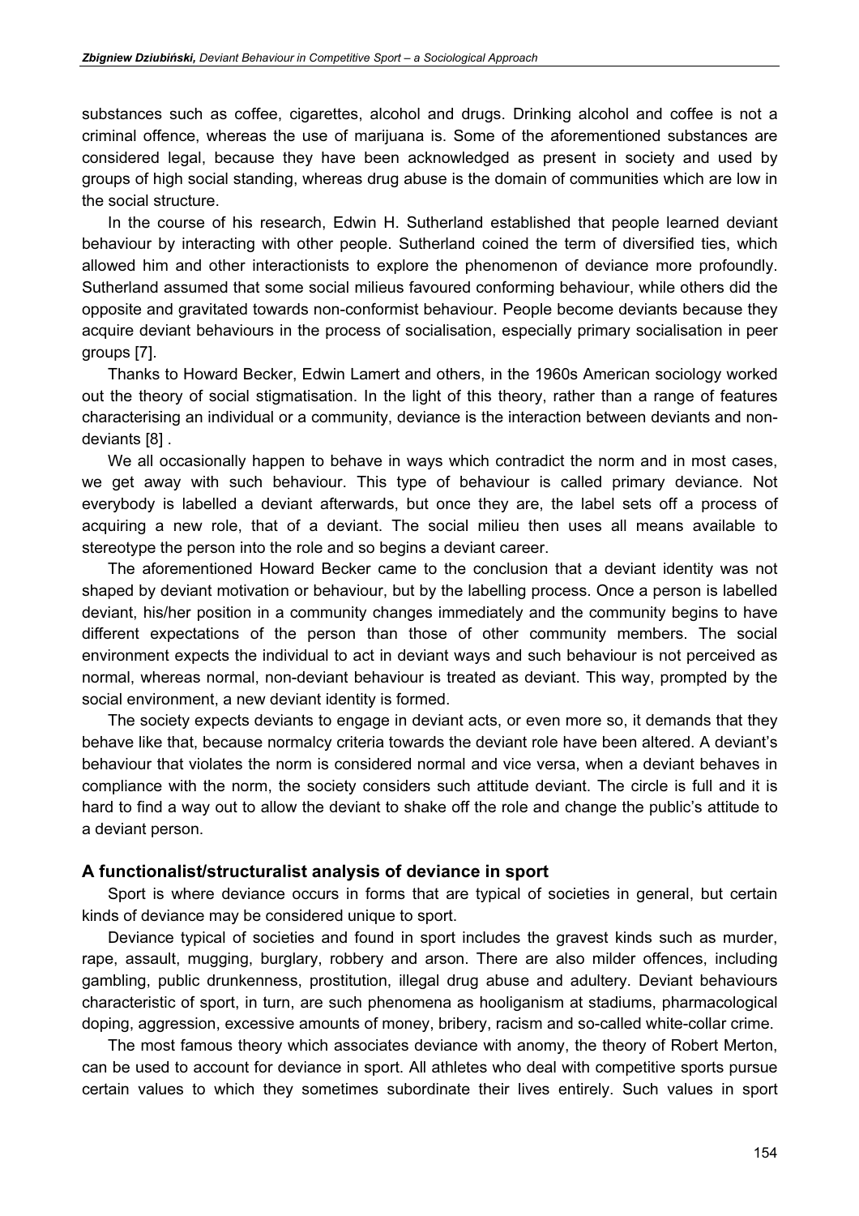substances such as coffee, cigarettes, alcohol and drugs. Drinking alcohol and coffee is not a criminal offence, whereas the use of marijuana is. Some of the aforementioned substances are considered legal, because they have been acknowledged as present in society and used by groups of high social standing, whereas drug abuse is the domain of communities which are low in the social structure.

In the course of his research, Edwin H. Sutherland established that people learned deviant behaviour by interacting with other people. Sutherland coined the term of diversified ties, which allowed him and other interactionists to explore the phenomenon of deviance more profoundly. Sutherland assumed that some social milieus favoured conforming behaviour, while others did the opposite and gravitated towards non-conformist behaviour. People become deviants because they acquire deviant behaviours in the process of socialisation, especially primary socialisation in peer groups [7].

Thanks to Howard Becker, Edwin Lamert and others, in the 1960s American sociology worked out the theory of social stigmatisation. In the light of this theory, rather than a range of features characterising an individual or a community, deviance is the interaction between deviants and non-deviants [8] .

We all occasionally happen to behave in ways which contradict the norm and in most cases, we get away with such behaviour. This type of behaviour is called primary deviance. Not everybody is labelled a deviant afterwards, but once they are, the label sets off a process of acquiring a new role, that of a deviant. The social milieu then uses all means available to stereotype the person into the role and so begins a deviant career.

The aforementioned Howard Becker came to the conclusion that a deviant identity was not shaped by deviant motivation or behaviour, but by the labelling process. Once a person is labelled deviant, his/her position in a community changes immediately and the community begins to have different expectations of the person than those of other community members. The social environment expects the individual to act in deviant ways and such behaviour is not perceived as normal, whereas normal, non-deviant behaviour is treated as deviant. This way, prompted by the social environment, a new deviant identity is formed.

The society expects deviants to engage in deviant acts, or even more so, it demands that they behave like that, because normalcy criteria towards the deviant role have been altered. A deviant's behaviour that violates the norm is considered normal and vice versa, when a deviant behaves in compliance with the norm, the society considers such attitude deviant. The circle is full and it is hard to find a way out to allow the deviant to shake off the role and change the public's attitude to a deviant person.

### A functionalist/structuralist analysis of deviance in sport

Sport is where deviance occurs in forms that are typical of societies in general, but certain kinds of deviance may be considered unique to sport.

Deviance typical of societies and found in sport includes the gravest kinds such as murder, rape, assault, mugging, burglary, robbery and arson. There are also milder offences, including gambling, public drunkenness, prostitution, illegal drug abuse and adultery. Deviant behaviours characteristic of sport, in turn, are such phenomena as hooliganism at stadiums, pharmacological doping, aggression, excessive amounts of money, bribery, racism and so-called white-collar crime.

The most famous theory which associates deviance with anomy, the theory of Robert Merton, can be used to account for deviance in sport. All athletes who deal with competitive sports pursue certain values to which they sometimes subordinate their lives entirely. Such values in sport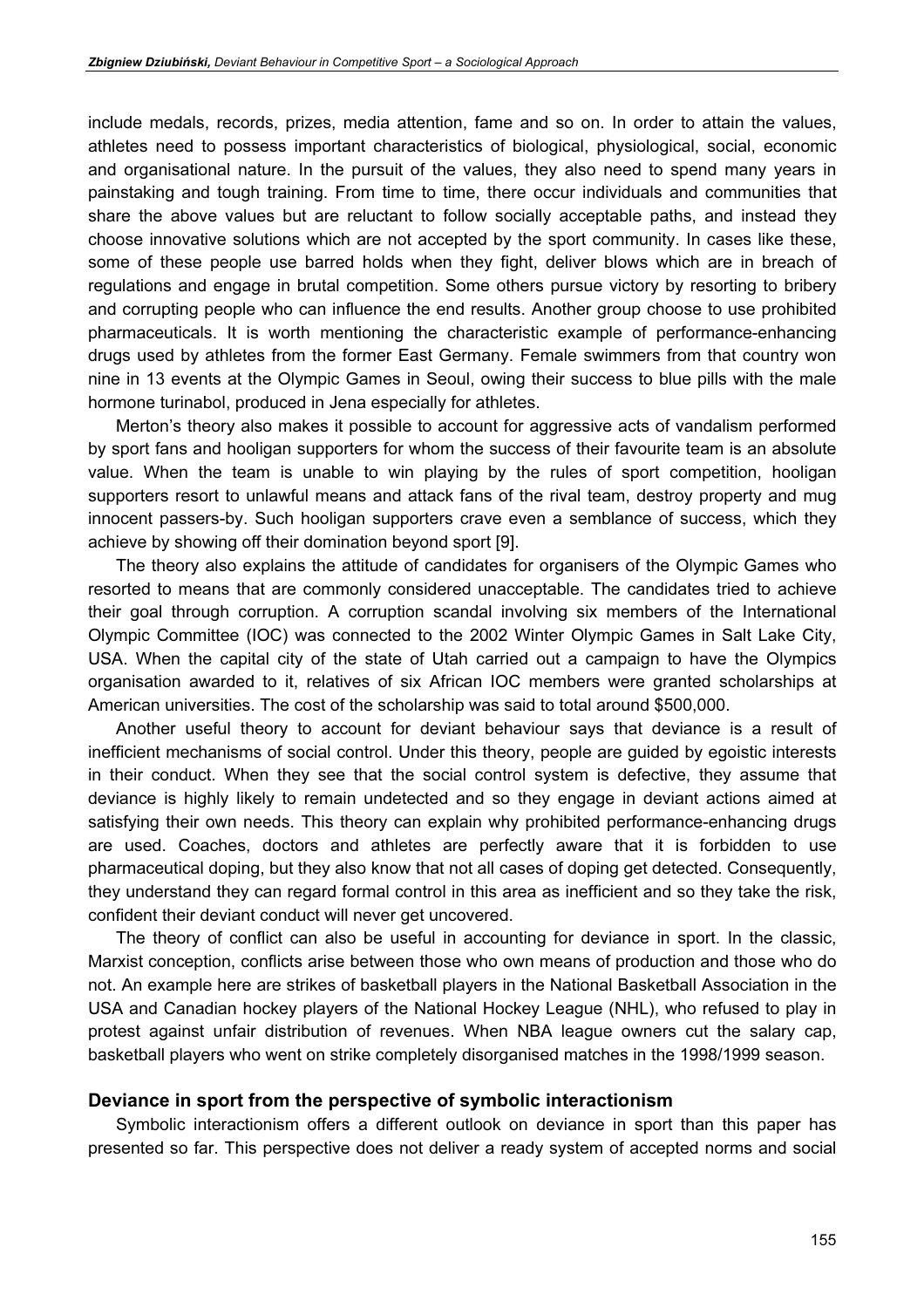include medals, records, prizes, media attention, fame and so on. In order to attain the values, athletes need to possess important characteristics of biological, physiological, social, economic and organisational nature. In the pursuit of the values, they also need to spend many years in painstaking and tough training. From time to time, there occur individuals and communities that share the above values but are reluctant to follow socially acceptable paths, and instead they choose innovative solutions which are not accepted by the sport community. In cases like these, some of these people use barred holds when they fight, deliver blows which are in breach of regulations and engage in brutal competition. Some others pursue victory by resorting to bribery and corrupting people who can influence the end results. Another group choose to use prohibited pharmaceuticals. It is worth mentioning the characteristic example of performance-enhancing drugs used by athletes from the former East Germany. Female swimmers from that country won nine in 13 events at the Olympic Games in Seoul, owing their success to blue pills with the male hormone turinabol, produced in Jena especially for athletes.

Merton's theory also makes it possible to account for aggressive acts of vandalism performed by sport fans and hooligan supporters for whom the success of their favourite team is an absolute value. When the team is unable to win playing by the rules of sport competition, hooligan supporters resort to unlawful means and attack fans of the rival team, destroy property and mug innocent passers-by. Such hooligan supporters crave even a semblance of success, which they achieve by showing off their domination beyond sport [9].

The theory also explains the attitude of candidates for organisers of the Olympic Games who resorted to means that are commonly considered unacceptable. The candidates tried to achieve their goal through corruption. A corruption scandal involving six members of the International Olympic Committee (IOC) was connected to the 2002 Winter Olympic Games in Salt Lake City, USA. When the capital city of the state of Utah carried out a campaign to have the Olympics organisation awarded to it, relatives of six African IOC members were granted scholarships at American universities. The cost of the scholarship was said to total around $500,000.

Another useful theory to account for deviant behaviour says that deviance is a result of inefficient mechanisms of social control. Under this theory, people are guided by egoistic interests in their conduct. When they see that the social control system is defective, they assume that deviance is highly likely to remain undetected and so they engage in deviant actions aimed at satisfying their own needs. This theory can explain why prohibited performance-enhancing drugs are used. Coaches, doctors and athletes are perfectly aware that it is forbidden to use pharmaceutical doping, but they also know that not all cases of doping get detected. Consequently, they understand they can regard formal control in this area as inefficient and so they take the risk, confident their deviant conduct will never get uncovered.

The theory of conflict can also be useful in accounting for deviance in sport. In the classic, Marxist conception, conflicts arise between those who own means of production and those who do not. An example here are strikes of basketball players in the National Basketball Association in the USA and Canadian hockey players of the National Hockey League (NHL), who refused to play in protest against unfair distribution of revenues. When NBA league owners cut the salary cap, basketball players who went on strike completely disorganised matches in the 1998/1999 season.

### Deviance in sport from the perspective of symbolic interactionism

Symbolic interactionism offers a different outlook on deviance in sport than this paper has presented so far. This perspective does not deliver a ready system of accepted norms and social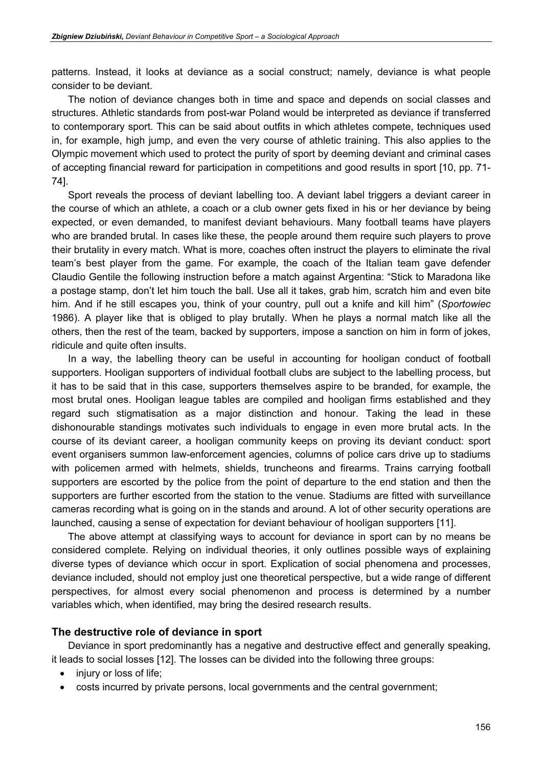patterns. Instead, it looks at deviance as a social construct; namely, deviance is what people consider to be deviant.

The notion of deviance changes both in time and space and depends on social classes and structures. Athletic standards from post-war Poland would be interpreted as deviance if transferred to contemporary sport. This can be said about outfits in which athletes compete, techniques used in, for example, high jump, and even the very course of athletic training. This also applies to the Olympic movement which used to protect the purity of sport by deeming deviant and criminal cases of accepting financial reward for participation in competitions and good results in sport [10, pp. 71-74].

Sport reveals the process of deviant labelling too. A deviant label triggers a deviant career in the course of which an athlete, a coach or a club owner gets fixed in his or her deviance by being expected, or even demanded, to manifest deviant behaviours. Many football teams have players who are branded brutal. In cases like these, the people around them require such players to prove their brutality in every match. What is more, coaches often instruct the players to eliminate the rival team's best player from the game. For example, the coach of the Italian team gave defender Claudio Gentile the following instruction before a match against Argentina: "Stick to Maradona like a postage stamp, don't let him touch the ball. Use all it takes, grab him, scratch him and even bite him. And if he still escapes you, think of your country, pull out a knife and kill him" (*Sportowiec* 1986). A player like that is obliged to play brutally. When he plays a normal match like all the others, then the rest of the team, backed by supporters, impose a sanction on him in form of jokes, ridicule and quite often insults.

In a way, the labelling theory can be useful in accounting for hooligan conduct of football supporters. Hooligan supporters of individual football clubs are subject to the labelling process, but it has to be said that in this case, supporters themselves aspire to be branded, for example, the most brutal ones. Hooligan league tables are compiled and hooligan firms established and they regard such stigmatisation as a major distinction and honour. Taking the lead in these dishonourable standings motivates such individuals to engage in even more brutal acts. In the course of its deviant career, a hooligan community keeps on proving its deviant conduct: sport event organisers summon law-enforcement agencies, columns of police cars drive up to stadiums with policemen armed with helmets, shields, truncheons and firearms. Trains carrying football supporters are escorted by the police from the point of departure to the end station and then the supporters are further escorted from the station to the venue. Stadiums are fitted with surveillance cameras recording what is going on in the stands and around. A lot of other security operations are launched, causing a sense of expectation for deviant behaviour of hooligan supporters [11].

The above attempt at classifying ways to account for deviance in sport can by no means be considered complete. Relying on individual theories, it only outlines possible ways of explaining diverse types of deviance which occur in sport. Explication of social phenomena and processes, deviance included, should not employ just one theoretical perspective, but a wide range of different perspectives, for almost every social phenomenon and process is determined by a number variables which, when identified, may bring the desired research results.

## The destructive role of deviance in sport

Deviance in sport predominantly has a negative and destructive effect and generally speaking, it leads to social losses [12]. The losses can be divided into the following three groups:

- injury or loss of life;
- costs incurred by private persons, local governments and the central government;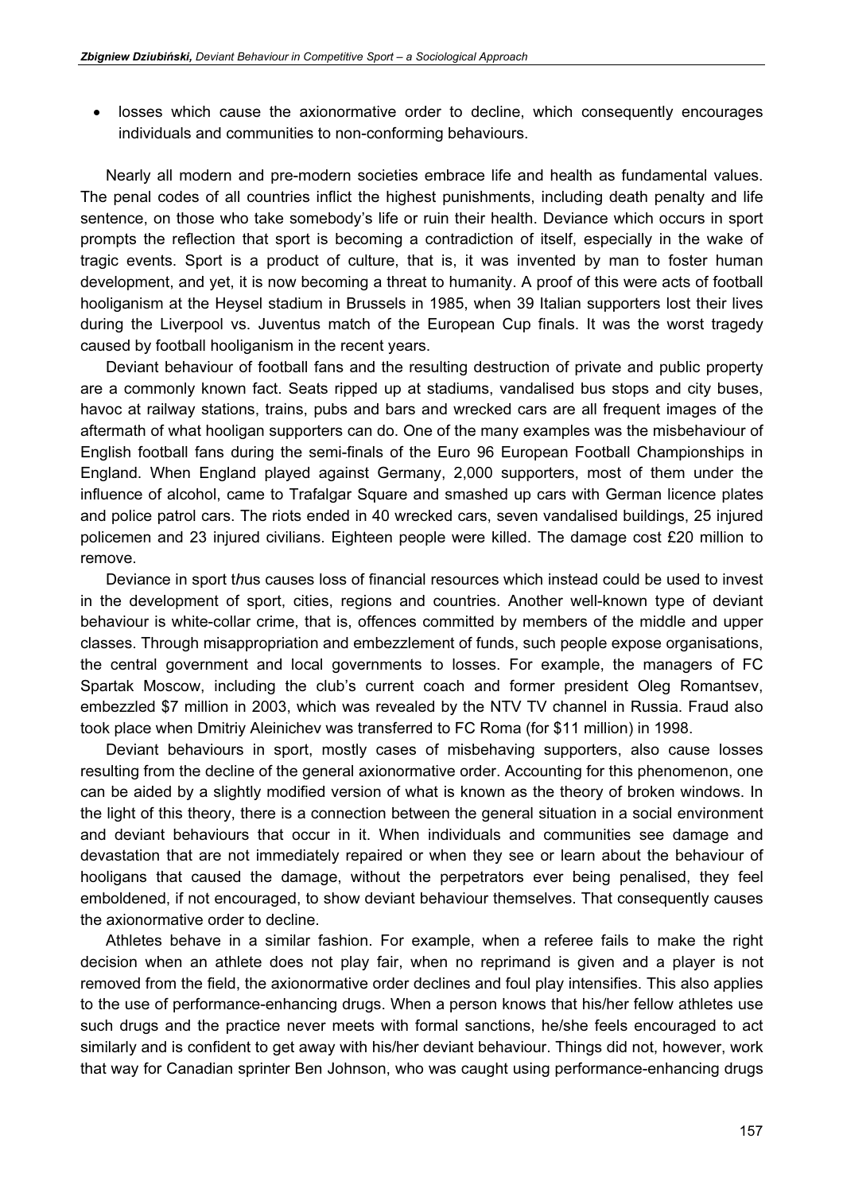- losses which cause the axionormative order to decline, which consequently encourages individuals and communities to non-conforming behaviours.

Nearly all modern and pre-modern societies embrace life and health as fundamental values. The penal codes of all countries inflict the highest punishments, including death penalty and life sentence, on those who take somebody's life or ruin their health. Deviance which occurs in sport prompts the reflection that sport is becoming a contradiction of itself, especially in the wake of tragic events. Sport is a product of culture, that is, it was invented by man to foster human development, and yet, it is now becoming a threat to humanity. A proof of this were acts of football hooliganism at the Heysel stadium in Brussels in 1985, when 39 Italian supporters lost their lives during the Liverpool vs. Juventus match of the European Cup finals. It was the worst tragedy caused by football hooliganism in the recent years.

Deviant behaviour of football fans and the resulting destruction of private and public property are a commonly known fact. Seats ripped up at stadiums, vandalised bus stops and city buses, havoc at railway stations, trains, pubs and bars and wrecked cars are all frequent images of the aftermath of what hooligan supporters can do. One of the many examples was the misbehaviour of English football fans during the semi-finals of the Euro 96 European Football Championships in England. When England played against Germany, 2,000 supporters, most of them under the influence of alcohol, came to Trafalgar Square and smashed up cars with German licence plates and police patrol cars. The riots ended in 40 wrecked cars, seven vandalised buildings, 25 injured policemen and 23 injured civilians. Eighteen people were killed. The damage cost £20 million to remove.

Deviance in sport t*h*us causes loss of financial resources which instead could be used to invest in the development of sport, cities, regions and countries. Another well-known type of deviant behaviour is white-collar crime, that is, offences committed by members of the middle and upper classes. Through misappropriation and embezzlement of funds, such people expose organisations, the central government and local governments to losses. For example, the managers of FC Spartak Moscow, including the club's current coach and former president Oleg Romantsev, embezzled $7 million in 2003, which was revealed by the NTV TV channel in Russia. Fraud also took place when Dmitriy Aleinichev was transferred to FC Roma (for $11 million) in 1998.

Deviant behaviours in sport, mostly cases of misbehaving supporters, also cause losses resulting from the decline of the general axionormative order. Accounting for this phenomenon, one can be aided by a slightly modified version of what is known as the theory of broken windows. In the light of this theory, there is a connection between the general situation in a social environment and deviant behaviours that occur in it. When individuals and communities see damage and devastation that are not immediately repaired or when they see or learn about the behaviour of hooligans that caused the damage, without the perpetrators ever being penalised, they feel emboldened, if not encouraged, to show deviant behaviour themselves. That consequently causes the axionormative order to decline.

Athletes behave in a similar fashion. For example, when a referee fails to make the right decision when an athlete does not play fair, when no reprimand is given and a player is not removed from the field, the axionormative order declines and foul play intensifies. This also applies to the use of performance-enhancing drugs. When a person knows that his/her fellow athletes use such drugs and the practice never meets with formal sanctions, he/she feels encouraged to act similarly and is confident to get away with his/her deviant behaviour. Things did not, however, work that way for Canadian sprinter Ben Johnson, who was caught using performance-enhancing drugs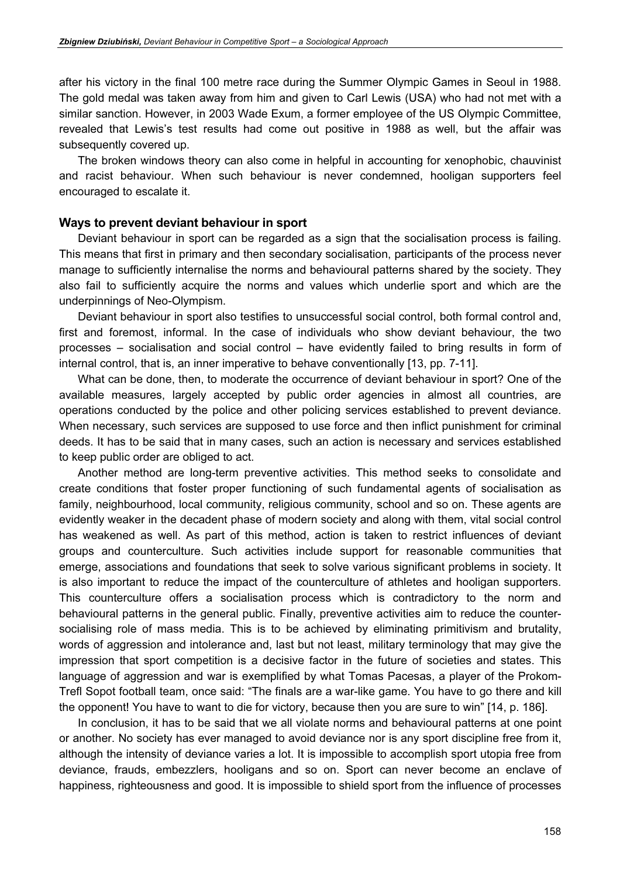after his victory in the final 100 metre race during the Summer Olympic Games in Seoul in 1988. The gold medal was taken away from him and given to Carl Lewis (USA) who had not met with a similar sanction. However, in 2003 Wade Exum, a former employee of the US Olympic Committee, revealed that Lewis's test results had come out positive in 1988 as well, but the affair was subsequently covered up.

The broken windows theory can also come in helpful in accounting for xenophobic, chauvinist and racist behaviour. When such behaviour is never condemned, hooligan supporters feel encouraged to escalate it.

## Ways to prevent deviant behaviour in sport

Deviant behaviour in sport can be regarded as a sign that the socialisation process is failing. This means that first in primary and then secondary socialisation, participants of the process never manage to sufficiently internalise the norms and behavioural patterns shared by the society. They also fail to sufficiently acquire the norms and values which underlie sport and which are the underpinnings of Neo-Olympism.

Deviant behaviour in sport also testifies to unsuccessful social control, both formal control and, first and foremost, informal. In the case of individuals who show deviant behaviour, the two processes – socialisation and social control – have evidently failed to bring results in form of internal control, that is, an inner imperative to behave conventionally [13, pp. 7-11].

What can be done, then, to moderate the occurrence of deviant behaviour in sport? One of the available measures, largely accepted by public order agencies in almost all countries, are operations conducted by the police and other policing services established to prevent deviance. When necessary, such services are supposed to use force and then inflict punishment for criminal deeds. It has to be said that in many cases, such an action is necessary and services established to keep public order are obliged to act.

Another method are long-term preventive activities. This method seeks to consolidate and create conditions that foster proper functioning of such fundamental agents of socialisation as family, neighbourhood, local community, religious community, school and so on. These agents are evidently weaker in the decadent phase of modern society and along with them, vital social control has weakened as well. As part of this method, action is taken to restrict influences of deviant groups and counterculture. Such activities include support for reasonable communities that emerge, associations and foundations that seek to solve various significant problems in society. It is also important to reduce the impact of the counterculture of athletes and hooligan supporters. This counterculture offers a socialisation process which is contradictory to the norm and behavioural patterns in the general public. Finally, preventive activities aim to reduce the counter-socialising role of mass media. This is to be achieved by eliminating primitivism and brutality, words of aggression and intolerance and, last but not least, military terminology that may give the impression that sport competition is a decisive factor in the future of societies and states. This language of aggression and war is exemplified by what Tomas Pacesas, a player of the Prokom-Trefl Sopot football team, once said: "The finals are a war-like game. You have to go there and kill the opponent! You have to want to die for victory, because then you are sure to win" [14, p. 186].

In conclusion, it has to be said that we all violate norms and behavioural patterns at one point or another. No society has ever managed to avoid deviance nor is any sport discipline free from it, although the intensity of deviance varies a lot. It is impossible to accomplish sport utopia free from deviance, frauds, embezzlers, hooligans and so on. Sport can never become an enclave of happiness, righteousness and good. It is impossible to shield sport from the influence of processes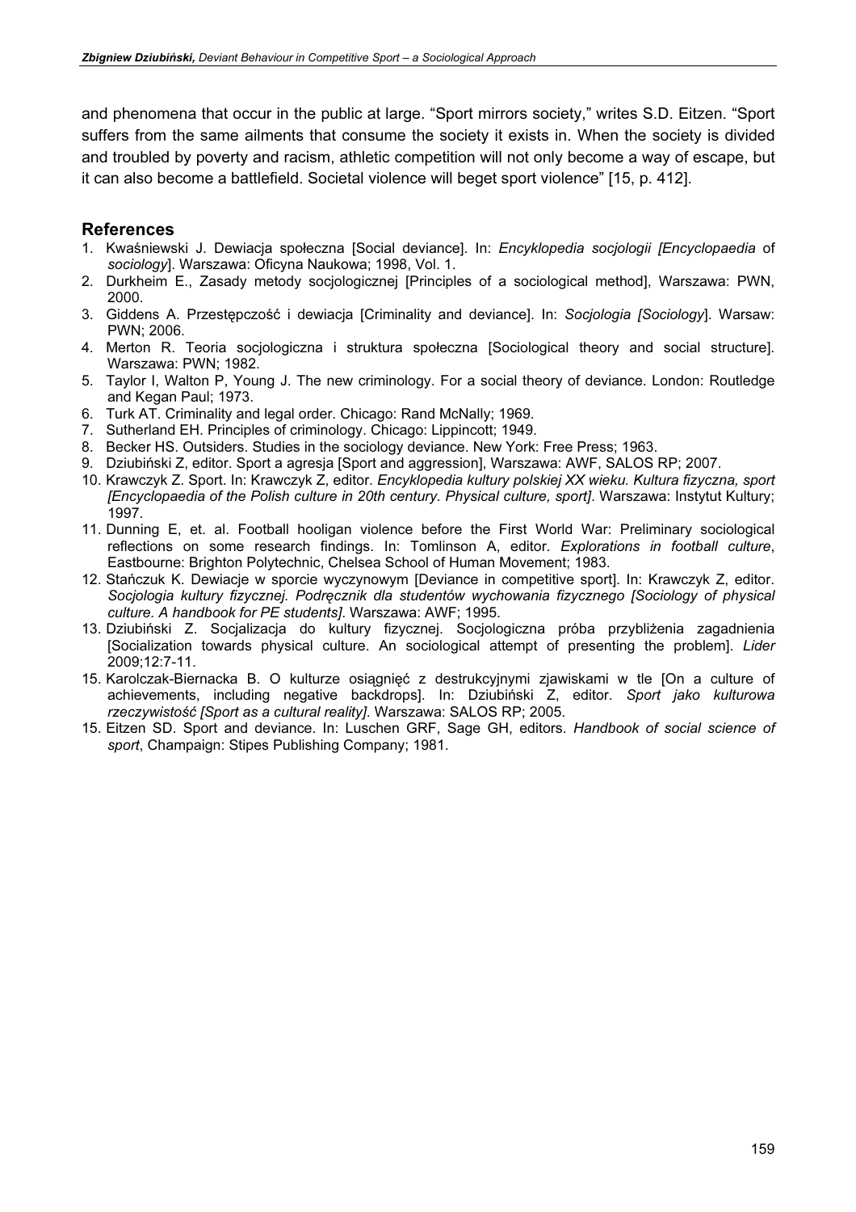and phenomena that occur in the public at large. “Sport mirrors society,” writes S.D. Eitzen. “Sport suffers from the same ailments that consume the society it exists in. When the society is divided and troubled by poverty and racism, athletic competition will not only become a way of escape, but it can also become a battlefield. Societal violence will beget sport violence” [15, p. 412].

## References

1. Kwaśniewski J. Dewiacja społeczna [Social deviance]. In: *Encyklopedia socjologii [Encyclopaedia* of *sociology*]. Warszawa: Oficyna Naukowa; 1998, Vol. 1.
2. Durkheim E., Zasady metody socjologicznej [Principles of a sociological method], Warszawa: PWN, 2000.
3. Giddens A. Przestępczość i dewiacja [Criminality and deviance]. In: *Socjologia [Sociology*]. Warsaw: PWN; 2006.
4. Merton R. Teoria socjologiczna i struktura społeczna [Sociological theory and social structure]. Warszawa: PWN; 1982.
5. Taylor I, Walton P, Young J. The new criminology. For a social theory of deviance. London: Routledge and Kegan Paul; 1973.
6. Turk AT. Criminality and legal order. Chicago: Rand McNally; 1969.
7. Sutherland EH. Principles of criminology. Chicago: Lippincott; 1949.
8. Becker HS. Outsiders. Studies in the sociology deviance. New York: Free Press; 1963.
9. Dziubiński Z, editor. Sport a agresja [Sport and aggression], Warszawa: AWF, SALOS RP; 2007.
10. Krawczyk Z. Sport. In: Krawczyk Z, editor. *Encyklopedia kultury polskiej XX wieku. Kultura fizyczna, sport [Encyclopaedia of the Polish culture in 20th century. Physical culture, sport]*. Warszawa: Instytut Kultury; 1997.
11. Dunning E, et. al. Football hooligan violence before the First World War: Preliminary sociological reflections on some research findings. In: Tomlinson A, editor. *Explorations in football culture*, Eastbourne: Brighton Polytechnic, Chelsea School of Human Movement; 1983.
12. Stańczuk K. Dewiacje w sporcie wyczynowym [Deviance in competitive sport]. In: Krawczyk Z, editor. *Socjologia kultury fizycznej. Podręcznik dla studentów wychowania fizycznego [Sociology of physical culture. A handbook for PE students]*. Warszawa: AWF; 1995.
13. Dziubiński Z. Socjalizacja do kultury fizycznej. Socjologiczna próba przybliżenia zagadnienia [Socialization towards physical culture. An sociological attempt of presenting the problem]. *Lider* 2009;12:7-11.
15. Karolczak-Biernacka B. O kulturze osiągnięć z destrukcyjnymi zjawiskami w tle [On a culture of achievements, including negative backdrops]. In: Dziubiński Z, editor. *Sport jako kulturowa rzeczywistość [Sport as a cultural reality]*. Warszawa: SALOS RP; 2005.
15. Eitzen SD. Sport and deviance. In: Luschen GRF, Sage GH, editors. *Handbook of social science of sport*, Champaign: Stipes Publishing Company; 1981.